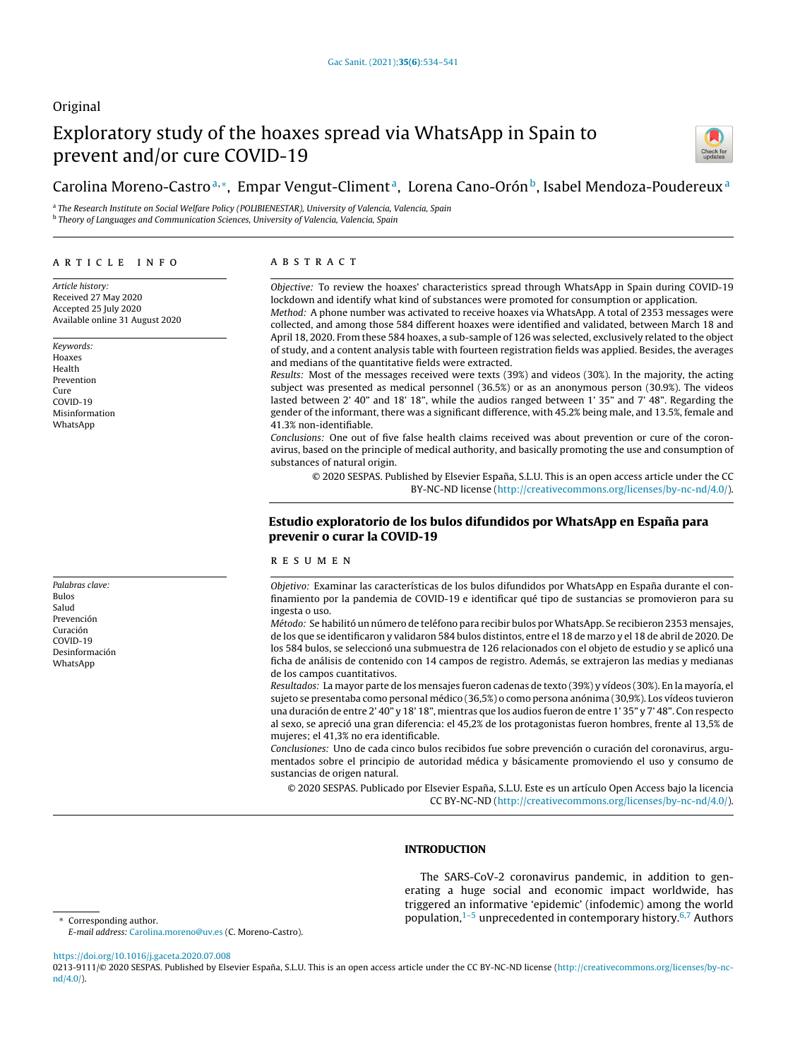Original

# Exploratory study of the hoaxes spread via WhatsApp in Spain to prevent and/or cure COVID-19

Carolina Moreno-Castro[a,*], Empar Vengut-Climent[a], Lorena Cano-Orón[b], Isabel Mendoza-Poudereux[a]

[a] The Research Institute on Social Welfare Policy (POLIBIENESTAR), University of Valencia, Valencia, Spain
[b] Theory of Languages and Communication Sciences, University of Valencia, Valencia, Spain

## ARTICLE INFO

*Article history:*
Received 27 May 2020
Accepted 25 July 2020
Available online 31 August 2020

*Keywords:*
Hoaxes
Health
Prevention
Cure
COVID-19
Misinformation
WhatsApp

## ABSTRACT

*Objective:* To review the hoaxes' characteristics spread through WhatsApp in Spain during COVID-19 lockdown and identify what kind of substances were promoted for consumption or application.

*Method:* A phone number was activated to receive hoaxes via WhatsApp. A total of 2353 messages were collected, and among those 584 different hoaxes were identified and validated, between March 18 and April 18, 2020. From these 584 hoaxes, a sub-sample of 126 was selected, exclusively related to the object of study, and a content analysis table with fourteen registration fields was applied. Besides, the averages and medians of the quantitative fields were extracted.

*Results:* Most of the messages received were texts (39%) and videos (30%). In the majority, the acting subject was presented as medical personnel (36.5%) or as an anonymous person (30.9%). The videos lasted between 2' 40" and 18' 18", while the audios ranged between 1' 35" and 7' 48". Regarding the gender of the informant, there was a significant difference, with 45.2% being male, and 13.5%, female and 41.3% non-identifiable.

*Conclusions:* One out of five false health claims received was about prevention or cure of the coronavirus, based on the principle of medical authority, and basically promoting the use and consumption of substances of natural origin.

© 2020 SESPAS. Published by Elsevier España, S.L.U. This is an open access article under the CC BY-NC-ND license (http://creativecommons.org/licenses/by-nc-nd/4.0/).

## Estudio exploratorio de los bulos difundidos por WhatsApp en España para prevenir o curar la COVID-19

*Palabras clave:*
Bulos
Salud
Prevención
Curación
COVID-19
Desinformación
WhatsApp

## RESUMEN

*Objetivo:* Examinar las características de los bulos difundidos por WhatsApp en España durante el confinamiento por la pandemia de COVID-19 e identificar qué tipo de sustancias se promovieron para su ingesta o uso.

*Método:* Se habilitó un número de teléfono para recibir bulos por WhatsApp. Se recibieron 2353 mensajes, de los que se identificaron y validaron 584 bulos distintos, entre el 18 de marzo y el 18 de abril de 2020. De los 584 bulos, se seleccionó una submuestra de 126 relacionados con el objeto de estudio y se aplicó una ficha de análisis de contenido con 14 campos de registro. Además, se extrajeron las medias y medianas de los campos cuantitativos.

*Resultados:* La mayor parte de los mensajes fueron cadenas de texto (39%) y vídeos (30%). En la mayoría, el sujeto se presentaba como personal médico (36,5%) o como persona anónima (30,9%). Los vídeos tuvieron una duración de entre 2' 40" y 18' 18", mientras que los audios fueron de entre 1' 35" y 7' 48". Con respecto al sexo, se apreció una gran diferencia: el 45,2% de los protagonistas fueron hombres, frente al 13,5% de mujeres; el 41,3% no era identificable.

*Conclusiones:* Uno de cada cinco bulos recibidos fue sobre prevención o curación del coronavirus, argumentados sobre el principio de autoridad médica y básicamente promoviendo el uso y consumo de sustancias de origen natural.

© 2020 SESPAS. Publicado por Elsevier España, S.L.U. Este es un artículo Open Access bajo la licencia CC BY-NC-ND (http://creativecommons.org/licenses/by-nc-nd/4.0/).

## INTRODUCTION

The SARS-CoV-2 coronavirus pandemic, in addition to generating a huge social and economic impact worldwide, has triggered an informative 'epidemic' (infodemic) among the world population,[1–5] unprecedented in contemporary history.[6,7] Authors

* Corresponding author.
*E-mail address:* Carolina.moreno@uv.es (C. Moreno-Castro).

https://doi.org/10.1016/j.gaceta.2020.07.008
0213-9111/© 2020 SESPAS. Published by Elsevier España, S.L.U. This is an open access article under the CC BY-NC-ND license (http://creativecommons.org/licenses/by-nc-nd/4.0/).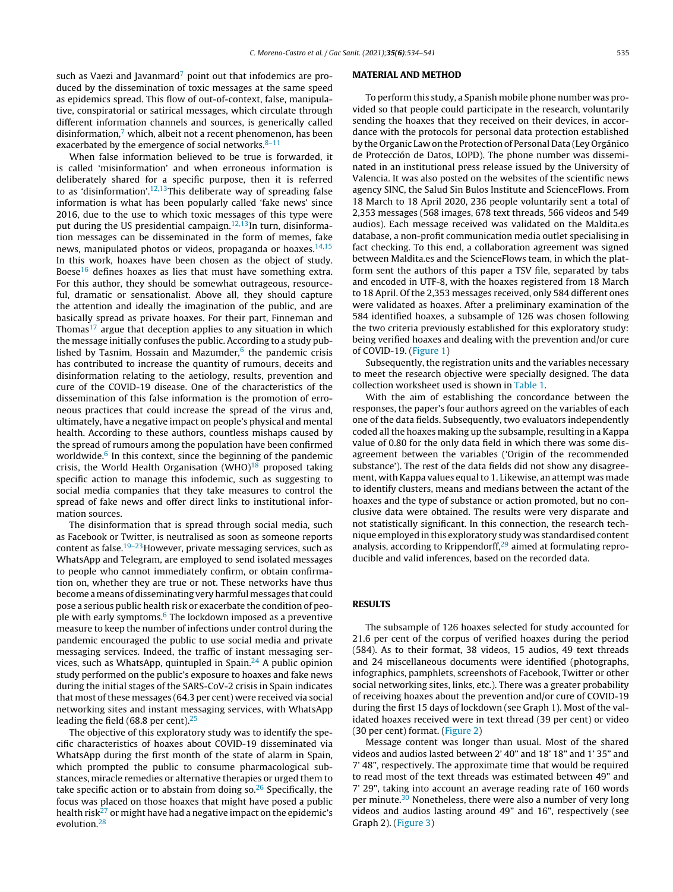such as Vaezi and Javanmard[7] point out that infodemics are produced by the dissemination of toxic messages at the same speed as epidemics spread. This flow of out-of-context, false, manipulative, conspiratorial or satirical messages, which circulate through different information channels and sources, is generically called disinformation,[7] which, albeit not a recent phenomenon, has been exacerbated by the emergence of social networks.[8–11]

When false information believed to be true is forwarded, it is called 'misinformation' and when erroneous information is deliberately shared for a specific purpose, then it is referred to as 'disinformation'.[12,13] This deliberate way of spreading false information is what has been popularly called 'fake news' since 2016, due to the use to which toxic messages of this type were put during the US presidential campaign.[12,13] In turn, disinformation messages can be disseminated in the form of memes, fake news, manipulated photos or videos, propaganda or hoaxes.[14,15] In this work, hoaxes have been chosen as the object of study. Boese[16] defines hoaxes as lies that must have something extra. For this author, they should be somewhat outrageous, resourceful, dramatic or sensationalist. Above all, they should capture the attention and ideally the imagination of the public, and are basically spread as private hoaxes. For their part, Finneman and Thomas[17] argue that deception applies to any situation in which the message initially confuses the public. According to a study published by Tasnim, Hossain and Mazumder,[6] the pandemic crisis has contributed to increase the quantity of rumours, deceits and disinformation relating to the aetiology, results, prevention and cure of the COVID-19 disease. One of the characteristics of the dissemination of this false information is the promotion of erroneous practices that could increase the spread of the virus and, ultimately, have a negative impact on people's physical and mental health. According to these authors, countless mishaps caused by the spread of rumours among the population have been confirmed worldwide.[6] In this context, since the beginning of the pandemic crisis, the World Health Organisation (WHO)[18] proposed taking specific action to manage this infodemic, such as suggesting to social media companies that they take measures to control the spread of fake news and offer direct links to institutional information sources.

The disinformation that is spread through social media, such as Facebook or Twitter, is neutralised as soon as someone reports content as false.[19–23] However, private messaging services, such as WhatsApp and Telegram, are employed to send isolated messages to people who cannot immediately confirm, or obtain confirmation on, whether they are true or not. These networks have thus become a means of disseminating very harmful messages that could pose a serious public health risk or exacerbate the condition of people with early symptoms.[6] The lockdown imposed as a preventive measure to keep the number of infections under control during the pandemic encouraged the public to use social media and private messaging services. Indeed, the traffic of instant messaging services, such as WhatsApp, quintupled in Spain.[24] A public opinion study performed on the public's exposure to hoaxes and fake news during the initial stages of the SARS-CoV-2 crisis in Spain indicates that most of these messages (64.3 per cent) were received via social networking sites and instant messaging services, with WhatsApp leading the field (68.8 per cent).[25]

The objective of this exploratory study was to identify the specific characteristics of hoaxes about COVID-19 disseminated via WhatsApp during the first month of the state of alarm in Spain, which prompted the public to consume pharmacological substances, miracle remedies or alternative therapies or urged them to take specific action or to abstain from doing so.[26] Specifically, the focus was placed on those hoaxes that might have posed a public health risk[27] or might have had a negative impact on the epidemic's evolution.[28]

## MATERIAL AND METHOD

To perform this study, a Spanish mobile phone number was provided so that people could participate in the research, voluntarily sending the hoaxes that they received on their devices, in accordance with the protocols for personal data protection established by the Organic Law on the Protection of Personal Data (Ley Orgánico de Protección de Datos, LOPD). The phone number was disseminated in an institutional press release issued by the University of Valencia. It was also posted on the websites of the scientific news agency SINC, the Salud Sin Bulos Institute and ScienceFlows. From 18 March to 18 April 2020, 236 people voluntarily sent a total of 2,353 messages (568 images, 678 text threads, 566 videos and 549 audios). Each message received was validated on the Maldita.es database, a non-profit communication media outlet specialising in fact checking. To this end, a collaboration agreement was signed between Maldita.es and the ScienceFlows team, in which the platform sent the authors of this paper a TSV file, separated by tabs and encoded in UTF-8, with the hoaxes registered from 18 March to 18 April. Of the 2,353 messages received, only 584 different ones were validated as hoaxes. After a preliminary examination of the 584 identified hoaxes, a subsample of 126 was chosen following the two criteria previously established for this exploratory study: being verified hoaxes and dealing with the prevention and/or cure of COVID-19. (Figure 1)

Subsequently, the registration units and the variables necessary to meet the research objective were specially designed. The data collection worksheet used is shown in Table 1.

With the aim of establishing the concordance between the responses, the paper's four authors agreed on the variables of each one of the data fields. Subsequently, two evaluators independently coded all the hoaxes making up the subsample, resulting in a Kappa value of 0.80 for the only data field in which there was some disagreement between the variables ('Origin of the recommended substance'). The rest of the data fields did not show any disagreement, with Kappa values equal to 1. Likewise, an attempt was made to identify clusters, means and medians between the actant of the hoaxes and the type of substance or action promoted, but no conclusive data were obtained. The results were very disparate and not statistically significant. In this connection, the research technique employed in this exploratory study was standardised content analysis, according to Krippendorff,[29] aimed at formulating reproducible and valid inferences, based on the recorded data.

## RESULTS

The subsample of 126 hoaxes selected for study accounted for 21.6 per cent of the corpus of verified hoaxes during the period (584). As to their format, 38 videos, 15 audios, 49 text threads and 24 miscellaneous documents were identified (photographs, infographics, pamphlets, screenshots of Facebook, Twitter or other social networking sites, links, etc.). There was a greater probability of receiving hoaxes about the prevention and/or cure of COVID-19 during the first 15 days of lockdown (see Graph 1). Most of the validated hoaxes received were in text thread (39 per cent) or video (30 per cent) format. (Figure 2)

Message content was longer than usual. Most of the shared videos and audios lasted between 2' 40" and 18' 18" and 1' 35" and 7' 48", respectively. The approximate time that would be required to read most of the text threads was estimated between 49" and 7' 29", taking into account an average reading rate of 160 words per minute.[30] Nonetheless, there were also a number of very long videos and audios lasting around 49" and 16", respectively (see Graph 2). (Figure 3)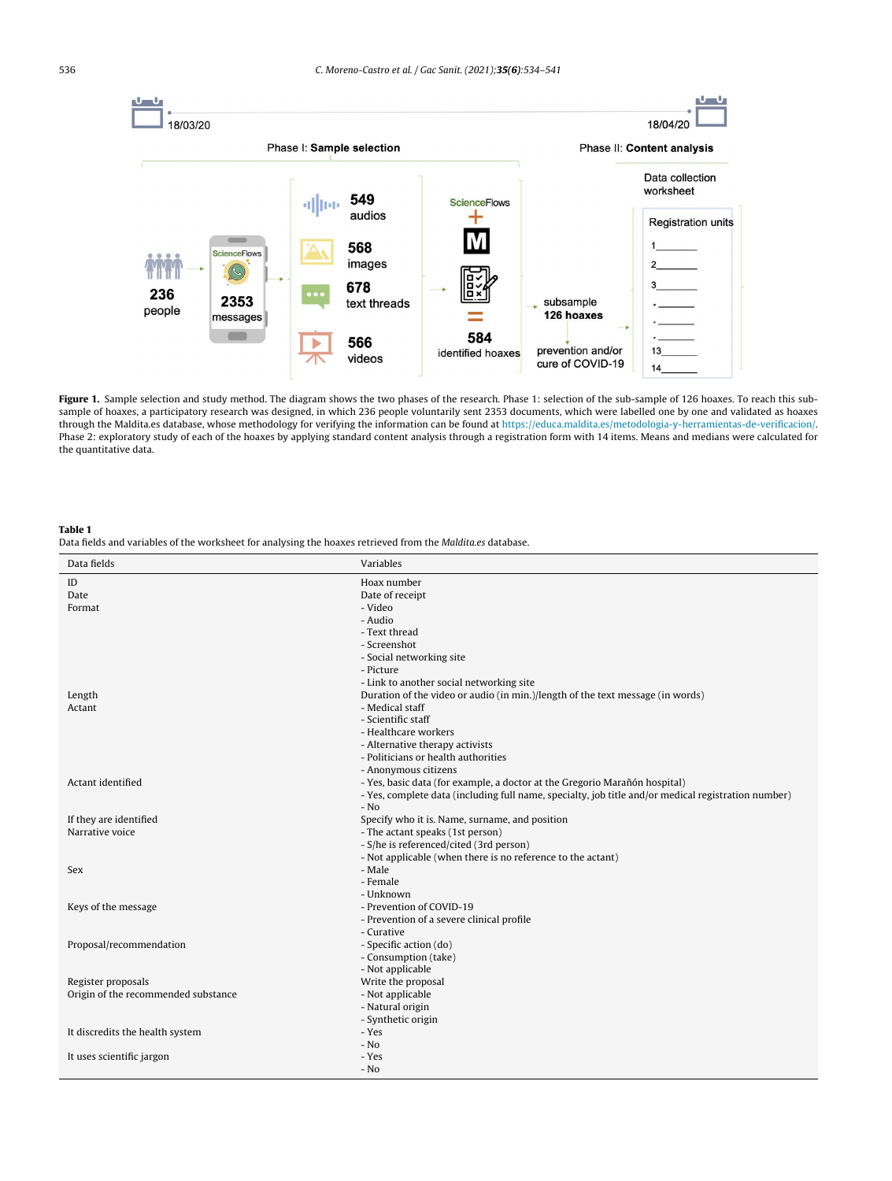Figure 1. Sample selection and study method. The diagram shows the two phases of the research. Phase 1: selection of the sub-sample of 126 hoaxes. To reach this sub-sample of hoaxes, a participatory research was designed, in which 236 people voluntarily sent 2353 documents, which were labelled one by one and validated as hoaxes through the Maldita.es database, whose methodology for verifying the information can be found at https://educa.maldita.es/metodologia-y-herramientas-de-verificacion/. Phase 2: exploratory study of each of the hoaxes by applying standard content analysis through a registration form with 14 items. Means and medians were calculated for the quantitative data.

**Table 1**
Data fields and variables of the worksheet for analysing the hoaxes retrieved from the *Maldita.es* database.

| Data fields | Variables |
|---|---|
| ID | Hoax number |
| Date | Date of receipt |
| Format | - Video<br>- Audio<br>- Text thread<br>- Screenshot<br>- Social networking site<br>- Picture<br>- Link to another social networking site |
| Length | Duration of the video or audio (in min.)/length of the text message (in words) |
| Actant | - Medical staff<br>- Scientific staff<br>- Healthcare workers<br>- Alternative therapy activists<br>- Politicians or health authorities<br>- Anonymous citizens |
| Actant identified | - Yes, basic data (for example, a doctor at the Gregorio Marañón hospital)<br>- Yes, complete data (including full name, specialty, job title and/or medical registration number)<br>- No |
| If they are identified | Specify who it is. Name, surname, and position |
| Narrative voice | - The actant speaks (1st person)<br>- S/he is referenced/cited (3rd person)<br>- Not applicable (when there is no reference to the actant) |
| Sex | - Male<br>- Female<br>- Unknown |
| Keys of the message | - Prevention of COVID-19<br>- Prevention of a severe clinical profile<br>- Curative |
| Proposal/recommendation | - Specific action (do)<br>- Consumption (take)<br>- Not applicable |
| Register proposals | Write the proposal |
| Origin of the recommended substance | - Not applicable<br>- Natural origin<br>- Synthetic origin |
| It discredits the health system | - Yes<br>- No |
| It uses scientific jargon | - Yes<br>- No |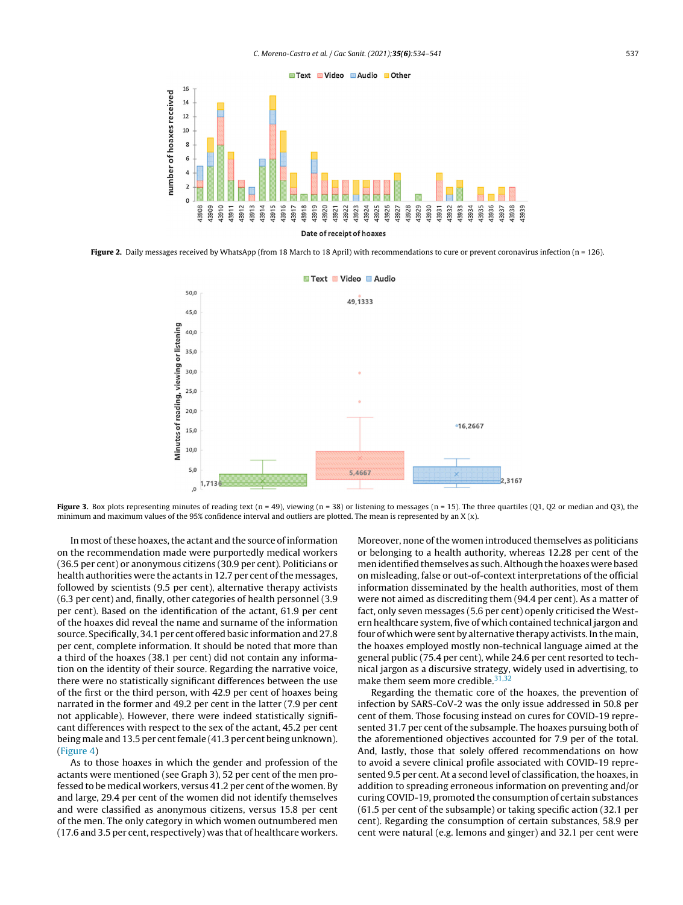Figure 2. Daily messages received by WhatsApp (from 18 March to 18 April) with recommendations to cure or prevent coronavirus infection (n = 126).

Figure 3. Box plots representing minutes of reading text (n = 49), viewing (n = 38) or listening to messages (n = 15). The three quartiles (Q1, Q2 or median and Q3), the minimum and maximum values of the 95% confidence interval and outliers are plotted. The mean is represented by an X (x).

In most of these hoaxes, the actant and the source of information on the recommendation made were purportedly medical workers (36.5 per cent) or anonymous citizens (30.9 per cent). Politicians or health authorities were the actants in 12.7 per cent of the messages, followed by scientists (9.5 per cent), alternative therapy activists (6.3 per cent) and, finally, other categories of health personnel (3.9 per cent). Based on the identification of the actant, 61.9 per cent of the hoaxes did reveal the name and surname of the information source. Specifically, 34.1 per cent offered basic information and 27.8 per cent, complete information. It should be noted that more than a third of the hoaxes (38.1 per cent) did not contain any information on the identity of their source. Regarding the narrative voice, there were no statistically significant differences between the use of the first or the third person, with 42.9 per cent of hoaxes being narrated in the former and 49.2 per cent in the latter (7.9 per cent not applicable). However, there were indeed statistically significant differences with respect to the sex of the actant, 45.2 per cent being male and 13.5 per cent female (41.3 per cent being unknown). (Figure 4)

As to those hoaxes in which the gender and profession of the actants were mentioned (see Graph 3), 52 per cent of the men professed to be medical workers, versus 41.2 per cent of the women. By and large, 29.4 per cent of the women did not identify themselves and were classified as anonymous citizens, versus 15.8 per cent of the men. The only category in which women outnumbered men (17.6 and 3.5 per cent, respectively) was that of healthcare workers. Moreover, none of the women introduced themselves as politicians or belonging to a health authority, whereas 12.28 per cent of the men identified themselves as such. Although the hoaxes were based on misleading, false or out-of-context interpretations of the official information disseminated by the health authorities, most of them were not aimed as discrediting them (94.4 per cent). As a matter of fact, only seven messages (5.6 per cent) openly criticised the Western healthcare system, five of which contained technical jargon and four of which were sent by alternative therapy activists. In the main, the hoaxes employed mostly non-technical language aimed at the general public (75.4 per cent), while 24.6 per cent resorted to technical jargon as a discursive strategy, widely used in advertising, to make them seem more credible.[31,32]

Regarding the thematic core of the hoaxes, the prevention of infection by SARS-CoV-2 was the only issue addressed in 50.8 per cent of them. Those focusing instead on cures for COVID-19 represented 31.7 per cent of the subsample. The hoaxes pursuing both of the aforementioned objectives accounted for 7.9 per of the total. And, lastly, those that solely offered recommendations on how to avoid a severe clinical profile associated with COVID-19 represented 9.5 per cent. At a second level of classification, the hoaxes, in addition to spreading erroneous information on preventing and/or curing COVID-19, promoted the consumption of certain substances (61.5 per cent of the subsample) or taking specific action (32.1 per cent). Regarding the consumption of certain substances, 58.9 per cent were natural (e.g. lemons and ginger) and 32.1 per cent were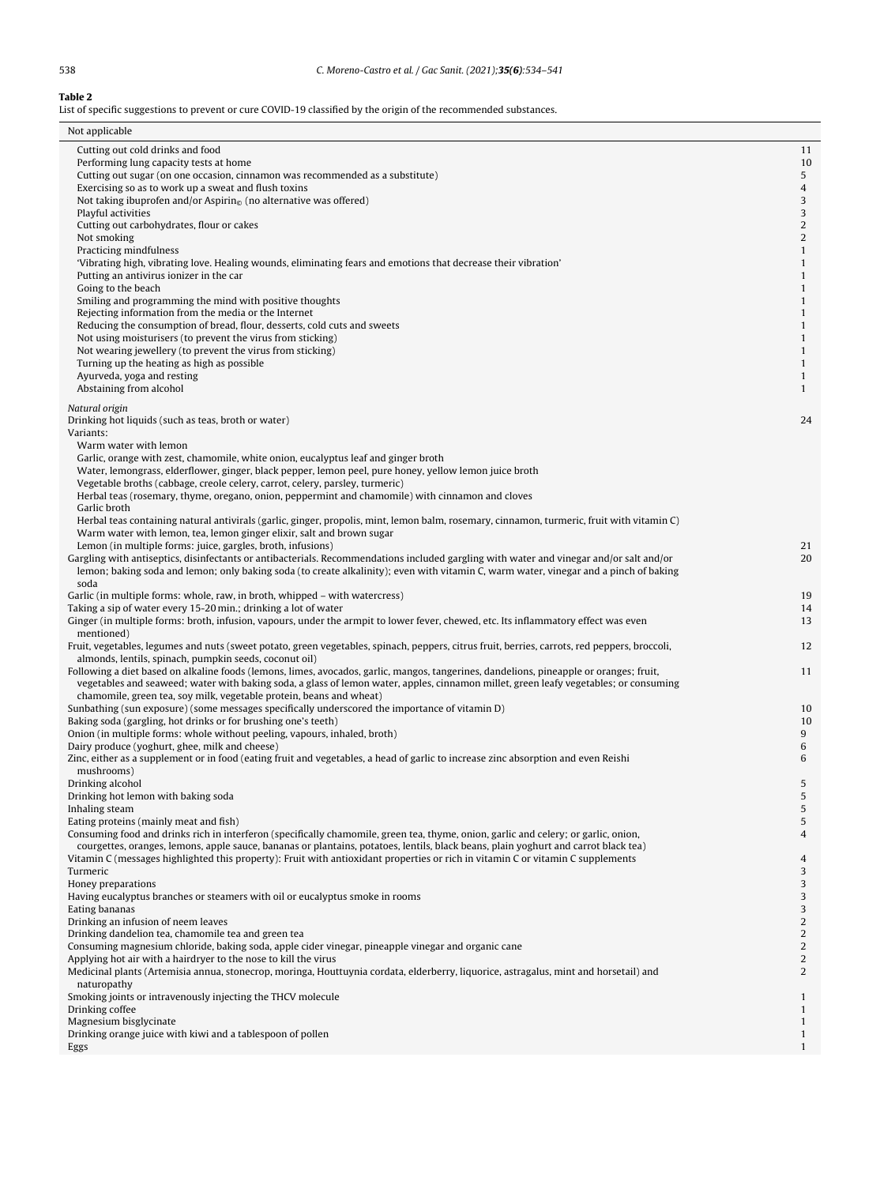**Table 2**
List of specific suggestions to prevent or cure COVID-19 classified by the origin of the recommended substances.

| Not applicable | |
|---|---|
| Cutting out cold drinks and food | 11 |
| Performing lung capacity tests at home | 10 |
| Cutting out sugar (on one occasion, cinnamon was recommended as a substitute) | 5 |
| Exercising so as to work up a sweat and flush toxins | 4 |
| Not taking ibuprofen and/or Aspirin© (no alternative was offered) | 3 |
| Playful activities | 3 |
| Cutting out carbohydrates, flour or cakes | 2 |
| Not smoking | 2 |
| Practicing mindfulness | 1 |
| 'Vibrating high, vibrating love. Healing wounds, eliminating fears and emotions that decrease their vibration' | 1 |
| Putting an antivirus ionizer in the car | 1 |
| Going to the beach | 1 |
| Smiling and programming the mind with positive thoughts | 1 |
| Rejecting information from the media or the Internet | 1 |
| Reducing the consumption of bread, flour, desserts, cold cuts and sweets | 1 |
| Not using moisturisers (to prevent the virus from sticking) | 1 |
| Not wearing jewellery (to prevent the virus from sticking) | 1 |
| Turning up the heating as high as possible | 1 |
| Ayurveda, yoga and resting | 1 |
| Abstaining from alcohol | 1 |
| *Natural origin* | |
| Drinking hot liquids (such as teas, broth or water) | 24 |
| Variants: | |
| Warm water with lemon | |
| Garlic, orange with zest, chamomile, white onion, eucalyptus leaf and ginger broth | |
| Water, lemongrass, elderflower, ginger, black pepper, lemon peel, pure honey, yellow lemon juice broth | |
| Vegetable broths (cabbage, creole celery, carrot, celery, parsley, turmeric) | |
| Herbal teas (rosemary, thyme, oregano, onion, peppermint and chamomile) with cinnamon and cloves | |
| Garlic broth | |
| Herbal teas containing natural antivirals (garlic, ginger, propolis, mint, lemon balm, rosemary, cinnamon, turmeric, fruit with vitamin C) | |
| Warm water with lemon, tea, lemon ginger elixir, salt and brown sugar | |
| Lemon (in multiple forms: juice, gargles, broth, infusions) | 21 |
| Gargling with antiseptics, disinfectants or antibacterials. Recommendations included gargling with water and vinegar and/or salt and/or lemon; baking soda and lemon; only baking soda (to create alkalinity); even with vitamin C, warm water, vinegar and a pinch of baking soda | 20 |
| Garlic (in multiple forms: whole, raw, in broth, whipped – with watercress) | 19 |
| Taking a sip of water every 15-20 min.; drinking a lot of water | 14 |
| Ginger (in multiple forms: broth, infusion, vapours, under the armpit to lower fever, chewed, etc. Its inflammatory effect was even mentioned) | 13 |
| Fruit, vegetables, legumes and nuts (sweet potato, green vegetables, spinach, peppers, citrus fruit, berries, carrots, red peppers, broccoli, almonds, lentils, spinach, pumpkin seeds, coconut oil) | 12 |
| Following a diet based on alkaline foods (lemons, limes, avocados, garlic, mangos, tangerines, dandelions, pineapple or oranges; fruit, vegetables and seaweed; water with baking soda, a glass of lemon water, apples, cinnamon millet, green leafy vegetables; or consuming chamomile, green tea, soy milk, vegetable protein, beans and wheat) | 11 |
| Sunbathing (sun exposure) (some messages specifically underscored the importance of vitamin D) | 10 |
| Baking soda (gargling, hot drinks or for brushing one's teeth) | 10 |
| Onion (in multiple forms: whole without peeling, vapours, inhaled, broth) | 9 |
| Dairy produce (yoghurt, ghee, milk and cheese) | 6 |
| Zinc, either as a supplement or in food (eating fruit and vegetables, a head of garlic to increase zinc absorption and even Reishi mushrooms) | 6 |
| Drinking alcohol | 5 |
| Drinking hot lemon with baking soda | 5 |
| Inhaling steam | 5 |
| Eating proteins (mainly meat and fish) | 5 |
| Consuming food and drinks rich in interferon (specifically chamomile, green tea, thyme, onion, garlic and celery; or garlic, onion, courgettes, oranges, lemons, apple sauce, bananas or plantains, potatoes, lentils, black beans, plain yoghurt and carrot black tea) | 4 |
| Vitamin C (messages highlighted this property): Fruit with antioxidant properties or rich in vitamin C or vitamin C supplements | 4 |
| Turmeric | 3 |
| Honey preparations | 3 |
| Having eucalyptus branches or steamers with oil or eucalyptus smoke in rooms | 3 |
| Eating bananas | 3 |
| Drinking an infusion of neem leaves | 2 |
| Drinking dandelion tea, chamomile tea and green tea | 2 |
| Consuming magnesium chloride, baking soda, apple cider vinegar, pineapple vinegar and organic cane | 2 |
| Applying hot air with a hairdryer to the nose to kill the virus | 2 |
| Medicinal plants (Artemisia annua, stonecrop, moringa, Houttuynia cordata, elderberry, liquorice, astragalus, mint and horsetail) and naturopathy | 2 |
| Smoking joints or intravenously injecting the THCV molecule | 1 |
| Drinking coffee | 1 |
| Magnesium bisglycinate | 1 |
| Drinking orange juice with kiwi and a tablespoon of pollen | 1 |
| Eggs | 1 |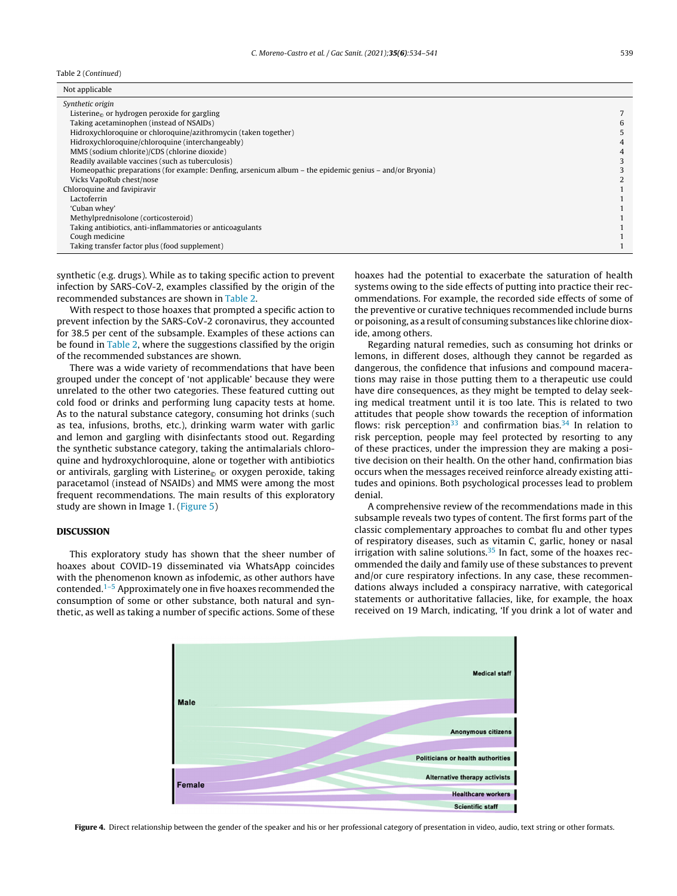Table 2 (*Continued*)

| Not applicable | |
|---|---|
| *Synthetic origin* | |
| Listerine© or hydrogen peroxide for gargling | 7 |
| Taking acetaminophen (instead of NSAIDs) | 6 |
| Hidroxychloroquine or chloroquine/azithromycin (taken together) | 5 |
| Hidroxychloroquine/chloroquine (interchangeably) | 4 |
| MMS (sodium chlorite)/CDS (chlorine dioxide) | 4 |
| Readily available vaccines (such as tuberculosis) | 3 |
| Homeopathic preparations (for example: Denfing, arsenicum album – the epidemic genius – and/or Bryonia) | 3 |
| Vicks VapoRub chest/nose | 2 |
| Chloroquine and favipiravir | 1 |
| Lactoferrin | 1 |
| 'Cuban whey' | 1 |
| Methylprednisolone (corticosteroid) | 1 |
| Taking antibiotics, anti-inflammatories or anticoagulants | 1 |
| Cough medicine | 1 |
| Taking transfer factor plus (food supplement) | 1 |

synthetic (e.g. drugs). While as to taking specific action to prevent infection by SARS-CoV-2, examples classified by the origin of the recommended substances are shown in Table 2.

With respect to those hoaxes that prompted a specific action to prevent infection by the SARS-CoV-2 coronavirus, they accounted for 38.5 per cent of the subsample. Examples of these actions can be found in Table 2, where the suggestions classified by the origin of the recommended substances are shown.

There was a wide variety of recommendations that have been grouped under the concept of 'not applicable' because they were unrelated to the other two categories. These featured cutting out cold food or drinks and performing lung capacity tests at home. As to the natural substance category, consuming hot drinks (such as tea, infusions, broths, etc.), drinking warm water with garlic and lemon and gargling with disinfectants stood out. Regarding the synthetic substance category, taking the antimalarials chloroquine and hydroxychloroquine, alone or together with antibiotics or antivirals, gargling with Listerine© or oxygen peroxide, taking paracetamol (instead of NSAIDs) and MMS were among the most frequent recommendations. The main results of this exploratory study are shown in Image 1. (Figure 5)

## DISCUSSION

This exploratory study has shown that the sheer number of hoaxes about COVID-19 disseminated via WhatsApp coincides with the phenomenon known as infodemic, as other authors have contended.[1–5] Approximately one in five hoaxes recommended the consumption of some or other substance, both natural and synthetic, as well as taking a number of specific actions. Some of these hoaxes had the potential to exacerbate the saturation of health systems owing to the side effects of putting into practice their recommendations. For example, the recorded side effects of some of the preventive or curative techniques recommended include burns or poisoning, as a result of consuming substances like chlorine dioxide, among others.

Regarding natural remedies, such as consuming hot drinks or lemons, in different doses, although they cannot be regarded as dangerous, the confidence that infusions and compound macerations may raise in those putting them to a therapeutic use could have dire consequences, as they might be tempted to delay seeking medical treatment until it is too late. This is related to two attitudes that people show towards the reception of information flows: risk perception[33] and confirmation bias.[34] In relation to risk perception, people may feel protected by resorting to any of these practices, under the impression they are making a positive decision on their health. On the other hand, confirmation bias occurs when the messages received reinforce already existing attitudes and opinions. Both psychological processes lead to problem denial.

A comprehensive review of the recommendations made in this subsample reveals two types of content. The first forms part of the classic complementary approaches to combat flu and other types of respiratory diseases, such as vitamin C, garlic, honey or nasal irrigation with saline solutions.[35] In fact, some of the hoaxes recommended the daily and family use of these substances to prevent and/or cure respiratory infections. In any case, these recommendations always included a conspiracy narrative, with categorical statements or authoritative fallacies, like, for example, the hoax received on 19 March, indicating, 'If you drink a lot of water and

**Figure 4.** Direct relationship between the gender of the speaker and his or her professional category of presentation in video, audio, text string or other formats.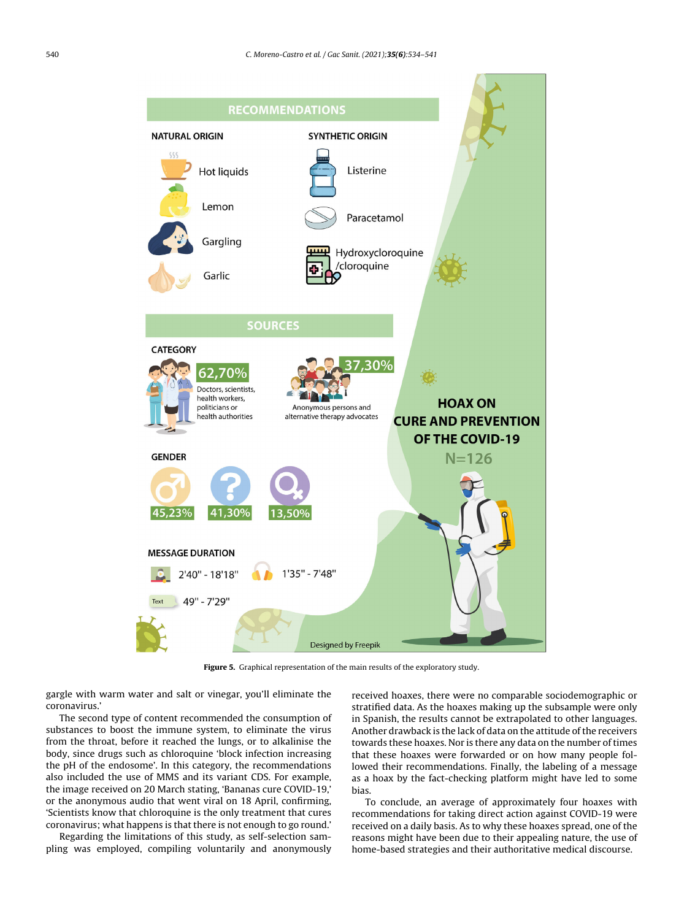Figure 5. Graphical representation of the main results of the exploratory study.

gargle with warm water and salt or vinegar, you'll eliminate the coronavirus.'

The second type of content recommended the consumption of substances to boost the immune system, to eliminate the virus from the throat, before it reached the lungs, or to alkalinise the body, since drugs such as chloroquine 'block infection increasing the pH of the endosome'. In this category, the recommendations also included the use of MMS and its variant CDS. For example, the image received on 20 March stating, 'Bananas cure COVID-19,' or the anonymous audio that went viral on 18 April, confirming, 'Scientists know that chloroquine is the only treatment that cures coronavirus; what happens is that there is not enough to go round.'

Regarding the limitations of this study, as self-selection sampling was employed, compiling voluntarily and anonymously received hoaxes, there were no comparable sociodemographic or stratified data. As the hoaxes making up the subsample were only in Spanish, the results cannot be extrapolated to other languages. Another drawback is the lack of data on the attitude of the receivers towards these hoaxes. Nor is there any data on the number of times that these hoaxes were forwarded or on how many people followed their recommendations. Finally, the labeling of a message as a hoax by the fact-checking platform might have led to some bias.

To conclude, an average of approximately four hoaxes with recommendations for taking direct action against COVID-19 were received on a daily basis. As to why these hoaxes spread, one of the reasons might have been due to their appealing nature, the use of home-based strategies and their authoritative medical discourse.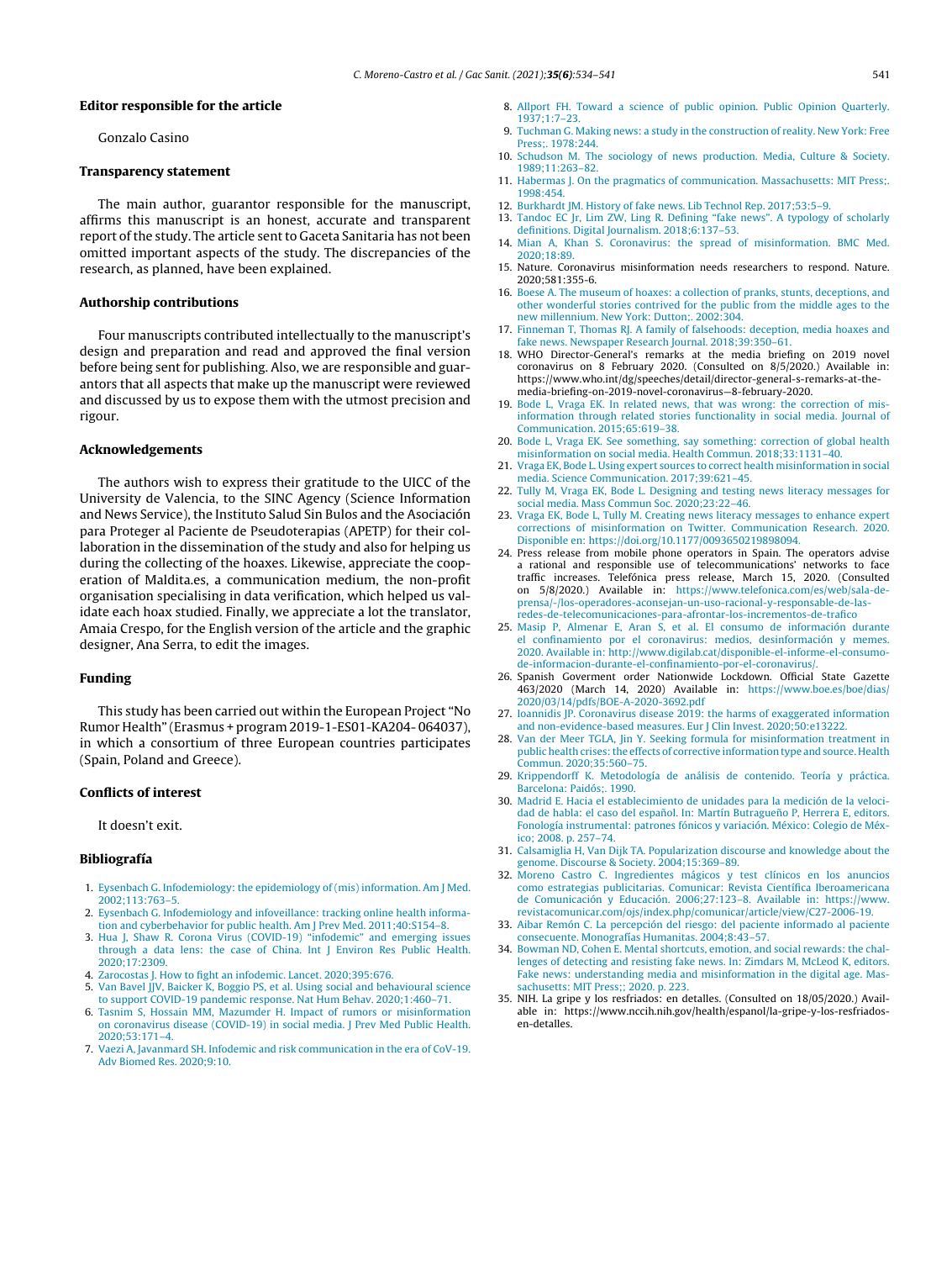## Editor responsible for the article

Gonzalo Casino

## Transparency statement

The main author, guarantor responsible for the manuscript, affirms this manuscript is an honest, accurate and transparent report of the study. The article sent to Gaceta Sanitaria has not been omitted important aspects of the study. The discrepancies of the research, as planned, have been explained.

## Authorship contributions

Four manuscripts contributed intellectually to the manuscript's design and preparation and read and approved the final version before being sent for publishing. Also, we are responsible and guarantors that all aspects that make up the manuscript were reviewed and discussed by us to expose them with the utmost precision and rigour.

## Acknowledgements

The authors wish to express their gratitude to the UICC of the University de Valencia, to the SINC Agency (Science Information and News Service), the Instituto Salud Sin Bulos and the Asociación para Proteger al Paciente de Pseudoterapias (APETP) for their collaboration in the dissemination of the study and also for helping us during the collecting of the hoaxes. Likewise, appreciate the cooperation of Maldita.es, a communication medium, the non-profit organisation specialising in data verification, which helped us validate each hoax studied. Finally, we appreciate a lot the translator, Amaia Crespo, for the English version of the article and the graphic designer, Ana Serra, to edit the images.

## Funding

This study has been carried out within the European Project "No Rumor Health" (Erasmus + program 2019-1-ES01-KA204- 064037), in which a consortium of three European countries participates (Spain, Poland and Greece).

## Conflicts of interest

It doesn't exit.

## Bibliografía

1. Eysenbach G. Infodemiology: the epidemiology of (mis) information. Am J Med. 2002;113:763–5.
2. Eysenbach G. Infodemiology and infoveillance: tracking online health information and cyberbehavior for public health. Am J Prev Med. 2011;40:S154–8.
3. Hua J, Shaw R. Corona Virus (COVID-19) "infodemic" and emerging issues through a data lens: the case of China. Int J Environ Res Public Health. 2020;17:2309.
4. Zarocostas J. How to fight an infodemic. Lancet. 2020;395:676.
5. Van Bavel JJV, Baicker K, Boggio PS, et al. Using social and behavioural science to support COVID-19 pandemic response. Nat Hum Behav. 2020;1:460–71.
6. Tasnim S, Hossain MM, Mazumder H. Impact of rumors or misinformation on coronavirus disease (COVID-19) in social media. J Prev Med Public Health. 2020;53:171–4.
7. Vaezi A, Javanmard SH. Infodemic and risk communication in the era of CoV-19. Adv Biomed Res. 2020;9:10.
8. Allport FH. Toward a science of public opinion. Public Opinion Quarterly. 1937;1:7–23.
9. Tuchman G. Making news: a study in the construction of reality. New York: Free Press;. 1978:244.
10. Schudson M. The sociology of news production. Media, Culture & Society. 1989;11:263–82.
11. Habermas J. On the pragmatics of communication. Massachusetts: MIT Press;. 1998:454.
12. Burkhardt JM. History of fake news. Lib Technol Rep. 2017;53:5–9.
13. Tandoc EC Jr, Lim ZW, Ling R. Defining "fake news". A typology of scholarly definitions. Digital Journalism. 2018;6:137–53.
14. Mian A, Khan S. Coronavirus: the spread of misinformation. BMC Med. 2020;18:89.
15. Nature. Coronavirus misinformation needs researchers to respond. Nature. 2020;581:355-6.
16. Boese A. The museum of hoaxes: a collection of pranks, stunts, deceptions, and other wonderful stories contrived for the public from the middle ages to the new millennium. New York: Dutton;. 2002:304.
17. Finneman T, Thomas RJ. A family of falsehoods: deception, media hoaxes and fake news. Newspaper Research Journal. 2018;39:350–61.
18. WHO Director-General's remarks at the media briefing on 2019 novel coronavirus on 8 February 2020. (Consulted on 8/5/2020.) Available in: https://www.who.int/dg/speeches/detail/director-general-s-remarks-at-the-media-briefing-on-2019-novel-coronavirus—8-february-2020.
19. Bode L, Vraga EK. In related news, that was wrong: the correction of misinformation through related stories functionality in social media. Journal of Communication. 2015;65:619–38.
20. Bode L, Vraga EK. See something, say something: correction of global health misinformation on social media. Health Commun. 2018;33:1131–40.
21. Vraga EK, Bode L. Using expert sources to correct health misinformation in social media. Science Communication. 2017;39:621–45.
22. Tully M, Vraga EK, Bode L. Designing and testing news literacy messages for social media. Mass Commun Soc. 2020;23:22–46.
23. Vraga EK, Bode L, Tully M. Creating news literacy messages to enhance expert corrections of misinformation on Twitter. Communication Research. 2020. Disponible en: https://doi.org/10.1177/0093650219898094.
24. Press release from mobile phone operators in Spain. The operators advise a rational and responsible use of telecommunications' networks to face traffic increases. Telefónica press release, March 15, 2020. (Consulted on 5/8/2020.) Available in: https://www.telefonica.com/es/web/sala-de-prensa/-/los-operadores-aconsejan-un-uso-racional-y-responsable-de-las-redes-de-telecomunicaciones-para-afrontar-los-incrementos-de-trafico
25. Masip P, Almenar E, Aran S, et al. El consumo de información durante el confinamiento por el coronavirus: medios, desinformación y memes. 2020. Available in: http://www.digilab.cat/disponible-el-informe-el-consumo-de-informacion-durante-el-confinamiento-por-el-coronavirus/.
26. Spanish Goverment order Nationwide Lockdown. Official State Gazette 463/2020 (March 14, 2020) Available in: https://www.boe.es/boe/dias/2020/03/14/pdfs/BOE-A-2020-3692.pdf
27. Ioannidis JP. Coronavirus disease 2019: the harms of exaggerated information and non-evidence-based measures. Eur J Clin Invest. 2020;50:e13222.
28. Van der Meer TGLA, Jin Y. Seeking formula for misinformation treatment in public health crises: the effects of corrective information type and source. Health Commun. 2020;35:560–75.
29. Krippendorff K. Metodología de análisis de contenido. Teoría y práctica. Barcelona: Paidós;. 1990.
30. Madrid E. Hacia el establecimiento de unidades para la medición de la velocidad de habla: el caso del español. In: Martín Butragueño P, Herrera E, editors. Fonología instrumental: patrones fónicos y variación. México: Colegio de México; 2008. p. 257–74.
31. Calsamiglia H, Van Dijk TA. Popularization discourse and knowledge about the genome. Discourse & Society. 2004;15:369–89.
32. Moreno Castro C. Ingredientes mágicos y test clínicos en los anuncios como estrategias publicitarias. Comunicar: Revista Científica Iberoamericana de Comunicación y Educación. 2006;27:123–8. Available in: https://www.revistacomunicar.com/ojs/index.php/comunicar/article/view/C27-2006-19.
33. Aibar Remón C. La percepción del riesgo: del paciente informado al paciente consecuente. Monografías Humanitas. 2004;8:43–57.
34. Bowman ND, Cohen E. Mental shortcuts, emotion, and social rewards: the challenges of detecting and resisting fake news. In: Zimdars M, McLeod K, editors. Fake news: understanding media and misinformation in the digital age. Massachusetts: MIT Press;; 2020. p. 223.
35. NIH. La gripe y los resfriados: en detalles. (Consulted on 18/05/2020.) Available in: https://www.nccih.nih.gov/health/espanol/la-gripe-y-los-resfriados-en-detalles.